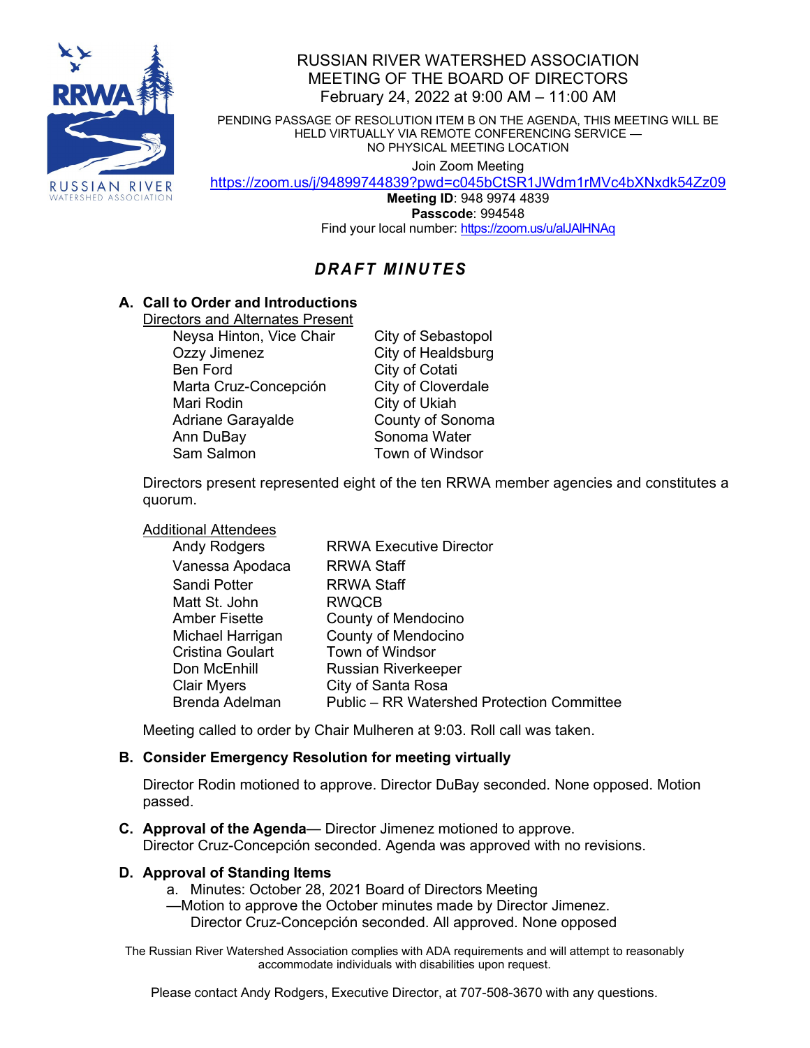# RUSSIAN RIVER WATERSHED ASSOCIATION
## MEETING OF THE BOARD OF DIRECTORS
### February 24, 2022 at 9:00 AM – 11:00 AM

PENDING PASSAGE OF RESOLUTION ITEM B ON THE AGENDA, THIS MEETING WILL BE HELD VIRTUALLY VIA REMOTE CONFERENCING SERVICE — NO PHYSICAL MEETING LOCATION

Join Zoom Meeting
https://zoom.us/j/94899744839?pwd=c045bCtSR1JWdm1rMVc4bXNxdk54Zz09
**Meeting ID**: 948 9974 4839
**Passcode**: 994548
Find your local number: https://zoom.us/u/alJAlHNAq

## *DRAFT MINUTES*

**A. Call to Order and Introductions**

Directors and Alternates Present

| | |
|---|---|
| Neysa Hinton, Vice Chair | City of Sebastopol |
| Ozzy Jimenez | City of Healdsburg |
| Ben Ford | City of Cotati |
| Marta Cruz-Concepción | City of Cloverdale |
| Mari Rodin | City of Ukiah |
| Adriane Garayalde | County of Sonoma |
| Ann DuBay | Sonoma Water |
| Sam Salmon | Town of Windsor |

Directors present represented eight of the ten RRWA member agencies and constitutes a quorum.

Additional Attendees

| | |
|---|---|
| Andy Rodgers | RRWA Executive Director |
| Vanessa Apodaca | RRWA Staff |
| Sandi Potter | RRWA Staff |
| Matt St. John | RWQCB |
| Amber Fisette | County of Mendocino |
| Michael Harrigan | County of Mendocino |
| Cristina Goulart | Town of Windsor |
| Don McEnhill | Russian Riverkeeper |
| Clair Myers | City of Santa Rosa |
| Brenda Adelman | Public – RR Watershed Protection Committee |

Meeting called to order by Chair Mulheren at 9:03. Roll call was taken.

**B. Consider Emergency Resolution for meeting virtually**

Director Rodin motioned to approve. Director DuBay seconded. None opposed. Motion passed.

**C. Approval of the Agenda**— Director Jimenez motioned to approve. Director Cruz-Concepción seconded. Agenda was approved with no revisions.

**D. Approval of Standing Items**

a. Minutes: October 28, 2021 Board of Directors Meeting
—Motion to approve the October minutes made by Director Jimenez. Director Cruz-Concepción seconded. All approved. None opposed

The Russian River Watershed Association complies with ADA requirements and will attempt to reasonably accommodate individuals with disabilities upon request.

Please contact Andy Rodgers, Executive Director, at 707-508-3670 with any questions.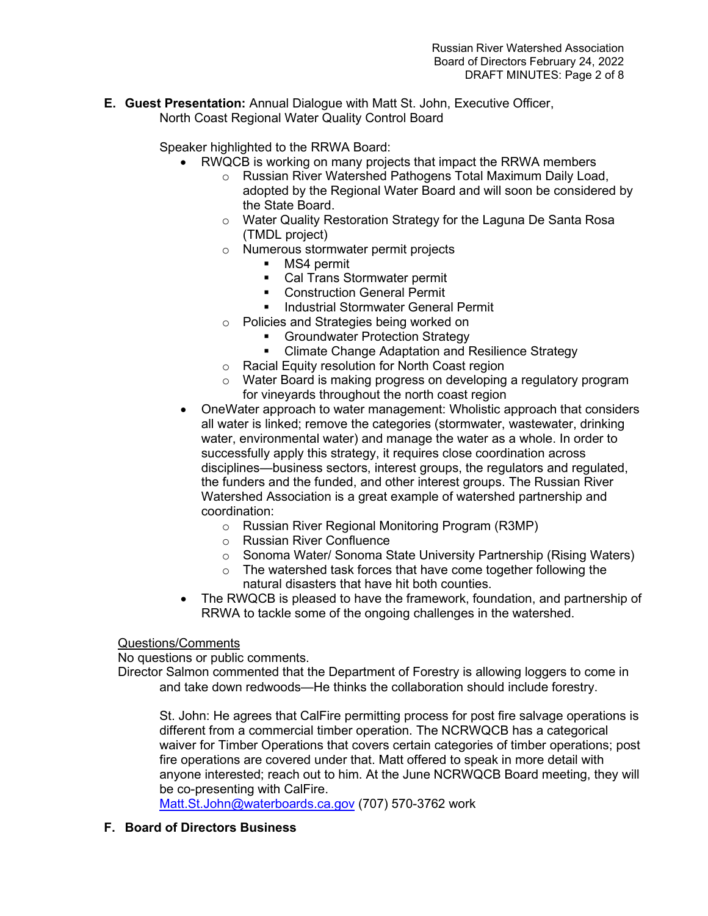**E. Guest Presentation:** Annual Dialogue with Matt St. John, Executive Officer, North Coast Regional Water Quality Control Board

Speaker highlighted to the RRWA Board:

- RWQCB is working on many projects that impact the RRWA members
  - Russian River Watershed Pathogens Total Maximum Daily Load, adopted by the Regional Water Board and will soon be considered by the State Board.
  - Water Quality Restoration Strategy for the Laguna De Santa Rosa (TMDL project)
  - Numerous stormwater permit projects
    - MS4 permit
    - Cal Trans Stormwater permit
    - Construction General Permit
    - Industrial Stormwater General Permit
  - Policies and Strategies being worked on
    - Groundwater Protection Strategy
    - Climate Change Adaptation and Resilience Strategy
  - Racial Equity resolution for North Coast region
  - Water Board is making progress on developing a regulatory program for vineyards throughout the north coast region
- OneWater approach to water management: Wholistic approach that considers all water is linked; remove the categories (stormwater, wastewater, drinking water, environmental water) and manage the water as a whole. In order to successfully apply this strategy, it requires close coordination across disciplines—business sectors, interest groups, the regulators and regulated, the funders and the funded, and other interest groups. The Russian River Watershed Association is a great example of watershed partnership and coordination:
  - Russian River Regional Monitoring Program (R3MP)
  - Russian River Confluence
  - Sonoma Water/ Sonoma State University Partnership (Rising Waters)
  - The watershed task forces that have come together following the natural disasters that have hit both counties.
- The RWQCB is pleased to have the framework, foundation, and partnership of RRWA to tackle some of the ongoing challenges in the watershed.

Questions/Comments

No questions or public comments.

Director Salmon commented that the Department of Forestry is allowing loggers to come in and take down redwoods—He thinks the collaboration should include forestry.

St. John: He agrees that CalFire permitting process for post fire salvage operations is different from a commercial timber operation. The NCRWQCB has a categorical waiver for Timber Operations that covers certain categories of timber operations; post fire operations are covered under that. Matt offered to speak in more detail with anyone interested; reach out to him. At the June NCRWQCB Board meeting, they will be co-presenting with CalFire.

Matt.St.John@waterboards.ca.gov (707) 570-3762 work

**F. Board of Directors Business**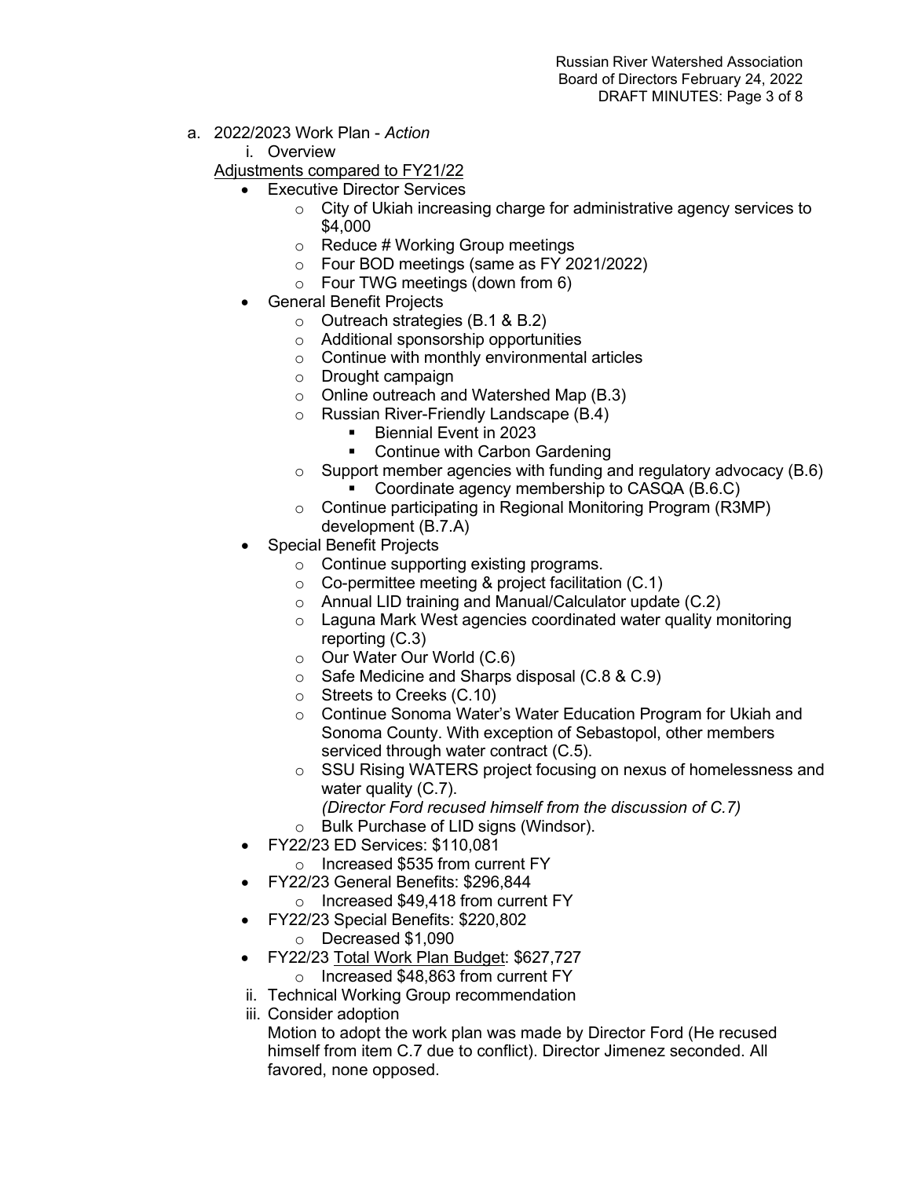a. 2022/2023 Work Plan - *Action*

   i. Overview

Adjustments compared to FY21/22

- Executive Director Services
  - City of Ukiah increasing charge for administrative agency services to $4,000
  - Reduce # Working Group meetings
  - Four BOD meetings (same as FY 2021/2022)
  - Four TWG meetings (down from 6)
- General Benefit Projects
  - Outreach strategies (B.1 & B.2)
  - Additional sponsorship opportunities
  - Continue with monthly environmental articles
  - Drought campaign
  - Online outreach and Watershed Map (B.3)
  - Russian River-Friendly Landscape (B.4)
    - Biennial Event in 2023
    - Continue with Carbon Gardening
  - Support member agencies with funding and regulatory advocacy (B.6)
    - Coordinate agency membership to CASQA (B.6.C)
  - Continue participating in Regional Monitoring Program (R3MP) development (B.7.A)
- Special Benefit Projects
  - Continue supporting existing programs.
  - Co-permittee meeting & project facilitation (C.1)
  - Annual LID training and Manual/Calculator update (C.2)
  - Laguna Mark West agencies coordinated water quality monitoring reporting (C.3)
  - Our Water Our World (C.6)
  - Safe Medicine and Sharps disposal (C.8 & C.9)
  - Streets to Creeks (C.10)
  - Continue Sonoma Water's Water Education Program for Ukiah and Sonoma County. With exception of Sebastopol, other members serviced through water contract (C.5).
  - SSU Rising WATERS project focusing on nexus of homelessness and water quality (C.7).
    *(Director Ford recused himself from the discussion of C.7)*
  - Bulk Purchase of LID signs (Windsor).
- FY22/23 ED Services: $110,081
  - Increased $535 from current FY
- FY22/23 General Benefits: $296,844
  - Increased $49,418 from current FY
- FY22/23 Special Benefits: $220,802
  - Decreased $1,090
- FY22/23 Total Work Plan Budget: $627,727
  - Increased $48,863 from current FY

   ii. Technical Working Group recommendation

   iii. Consider adoption

   Motion to adopt the work plan was made by Director Ford (He recused himself from item C.7 due to conflict). Director Jimenez seconded. All favored, none opposed.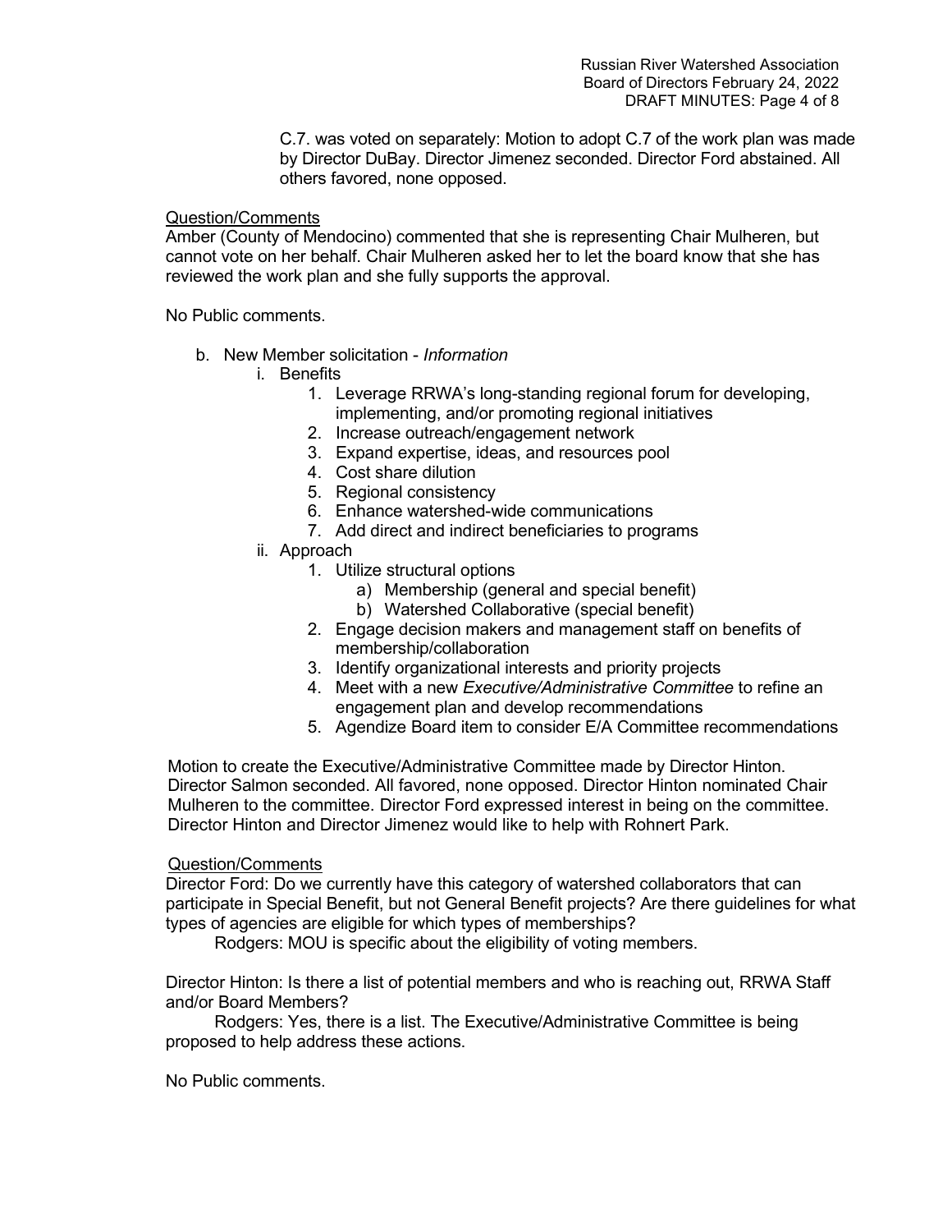C.7. was voted on separately: Motion to adopt C.7 of the work plan was made by Director DuBay. Director Jimenez seconded. Director Ford abstained. All others favored, none opposed.

<u>Question/Comments</u>

Amber (County of Mendocino) commented that she is representing Chair Mulheren, but cannot vote on her behalf. Chair Mulheren asked her to let the board know that she has reviewed the work plan and she fully supports the approval.

No Public comments.

b. New Member solicitation - *Information*

   i. Benefits

      1. Leverage RRWA's long-standing regional forum for developing, implementing, and/or promoting regional initiatives
      2. Increase outreach/engagement network
      3. Expand expertise, ideas, and resources pool
      4. Cost share dilution
      5. Regional consistency
      6. Enhance watershed-wide communications
      7. Add direct and indirect beneficiaries to programs

   ii. Approach

      1. Utilize structural options
         a) Membership (general and special benefit)
         b) Watershed Collaborative (special benefit)
      2. Engage decision makers and management staff on benefits of membership/collaboration
      3. Identify organizational interests and priority projects
      4. Meet with a new *Executive/Administrative Committee* to refine an engagement plan and develop recommendations
      5. Agendize Board item to consider E/A Committee recommendations

Motion to create the Executive/Administrative Committee made by Director Hinton. Director Salmon seconded. All favored, none opposed. Director Hinton nominated Chair Mulheren to the committee. Director Ford expressed interest in being on the committee. Director Hinton and Director Jimenez would like to help with Rohnert Park.

<u>Question/Comments</u>

Director Ford: Do we currently have this category of watershed collaborators that can participate in Special Benefit, but not General Benefit projects? Are there guidelines for what types of agencies are eligible for which types of memberships?

Rodgers: MOU is specific about the eligibility of voting members.

Director Hinton: Is there a list of potential members and who is reaching out, RRWA Staff and/or Board Members?

Rodgers: Yes, there is a list. The Executive/Administrative Committee is being proposed to help address these actions.

No Public comments.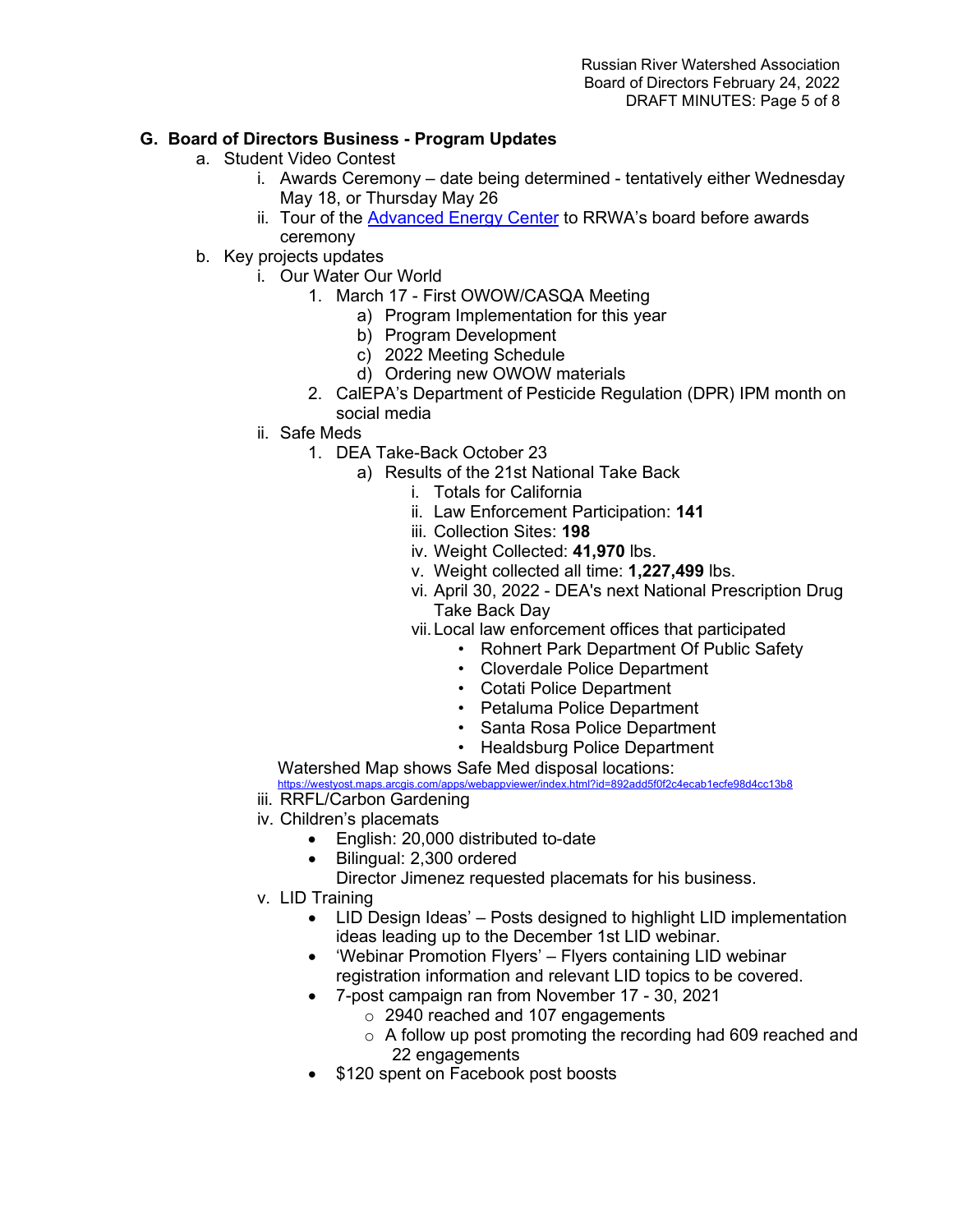## G. Board of Directors Business - Program Updates

a. Student Video Contest
   i. Awards Ceremony – date being determined - tentatively either Wednesday May 18, or Thursday May 26
   ii. Tour of the [Advanced Energy Center]() to RRWA's board before awards ceremony

b. Key projects updates
   i. Our Water Our World
      1. March 17 - First OWOW/CASQA Meeting
         a) Program Implementation for this year
         b) Program Development
         c) 2022 Meeting Schedule
         d) Ordering new OWOW materials
      2. CalEPA's Department of Pesticide Regulation (DPR) IPM month on social media
   ii. Safe Meds
      1. DEA Take-Back October 23
         a) Results of the 21st National Take Back
            i. Totals for California
            ii. Law Enforcement Participation: **141**
            iii. Collection Sites: **198**
            iv. Weight Collected: **41,970** lbs.
            v. Weight collected all time: **1,227,499** lbs.
            vi. April 30, 2022 - DEA's next National Prescription Drug Take Back Day
            vii. Local law enforcement offices that participated
               - Rohnert Park Department Of Public Safety
               - Cloverdale Police Department
               - Cotati Police Department
               - Petaluma Police Department
               - Santa Rosa Police Department
               - Healdsburg Police Department

      Watershed Map shows Safe Med disposal locations: https://westyost.maps.arcgis.com/apps/webappviewer/index.html?id=892add5f0f2c4ecab1ecfe98d4cc13b8
   iii. RRFL/Carbon Gardening
   iv. Children's placemats
      - English: 20,000 distributed to-date
      - Bilingual: 2,300 ordered

        Director Jimenez requested placemats for his business.
   v. LID Training
      - LID Design Ideas' – Posts designed to highlight LID implementation ideas leading up to the December 1st LID webinar.
      - 'Webinar Promotion Flyers' – Flyers containing LID webinar registration information and relevant LID topics to be covered.
      - 7-post campaign ran from November 17 - 30, 2021
         - 2940 reached and 107 engagements
         - A follow up post promoting the recording had 609 reached and 22 engagements
      - $120 spent on Facebook post boosts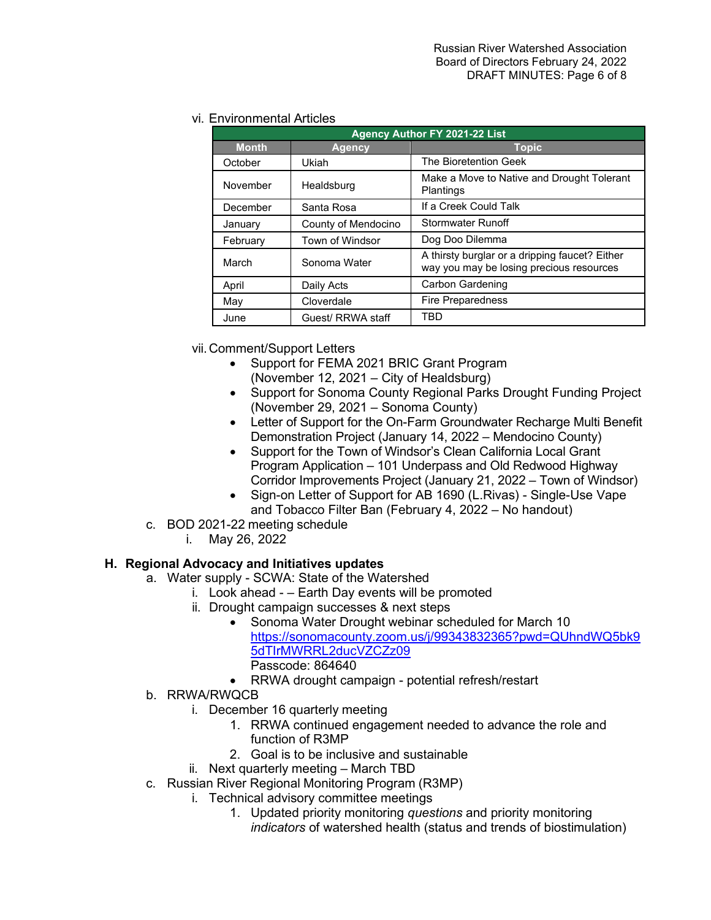vi. Environmental Articles

| Agency Author FY 2021-22 List | | |
|---|---|---|
| **Month** | **Agency** | **Topic** |
| October | Ukiah | The Bioretention Geek |
| November | Healdsburg | Make a Move to Native and Drought Tolerant Plantings |
| December | Santa Rosa | If a Creek Could Talk |
| January | County of Mendocino | Stormwater Runoff |
| February | Town of Windsor | Dog Doo Dilemma |
| March | Sonoma Water | A thirsty burglar or a dripping faucet? Either way you may be losing precious resources |
| April | Daily Acts | Carbon Gardening |
| May | Cloverdale | Fire Preparedness |
| June | Guest/ RRWA staff | TBD |

vii. Comment/Support Letters

- Support for FEMA 2021 BRIC Grant Program (November 12, 2021 – City of Healdsburg)
- Support for Sonoma County Regional Parks Drought Funding Project (November 29, 2021 – Sonoma County)
- Letter of Support for the On-Farm Groundwater Recharge Multi Benefit Demonstration Project (January 14, 2022 – Mendocino County)
- Support for the Town of Windsor's Clean California Local Grant Program Application – 101 Underpass and Old Redwood Highway Corridor Improvements Project (January 21, 2022 – Town of Windsor)
- Sign-on Letter of Support for AB 1690 (L.Rivas) - Single-Use Vape and Tobacco Filter Ban (February 4, 2022 – No handout)

c. BOD 2021-22 meeting schedule

i. May 26, 2022

## H. Regional Advocacy and Initiatives updates

a. Water supply - SCWA: State of the Watershed

i. Look ahead - – Earth Day events will be promoted

ii. Drought campaign successes & next steps

- Sonoma Water Drought webinar scheduled for March 10 https://sonomacounty.zoom.us/j/99343832365?pwd=QUhndWQ5bk95dTIrMWRRL2ducVZCZz09 Passcode: 864640
- RRWA drought campaign - potential refresh/restart

b. RRWA/RWQCB

i. December 16 quarterly meeting

1. RRWA continued engagement needed to advance the role and function of R3MP
2. Goal is to be inclusive and sustainable

ii. Next quarterly meeting – March TBD

c. Russian River Regional Monitoring Program (R3MP)

i. Technical advisory committee meetings

1. Updated priority monitoring *questions* and priority monitoring *indicators* of watershed health (status and trends of biostimulation)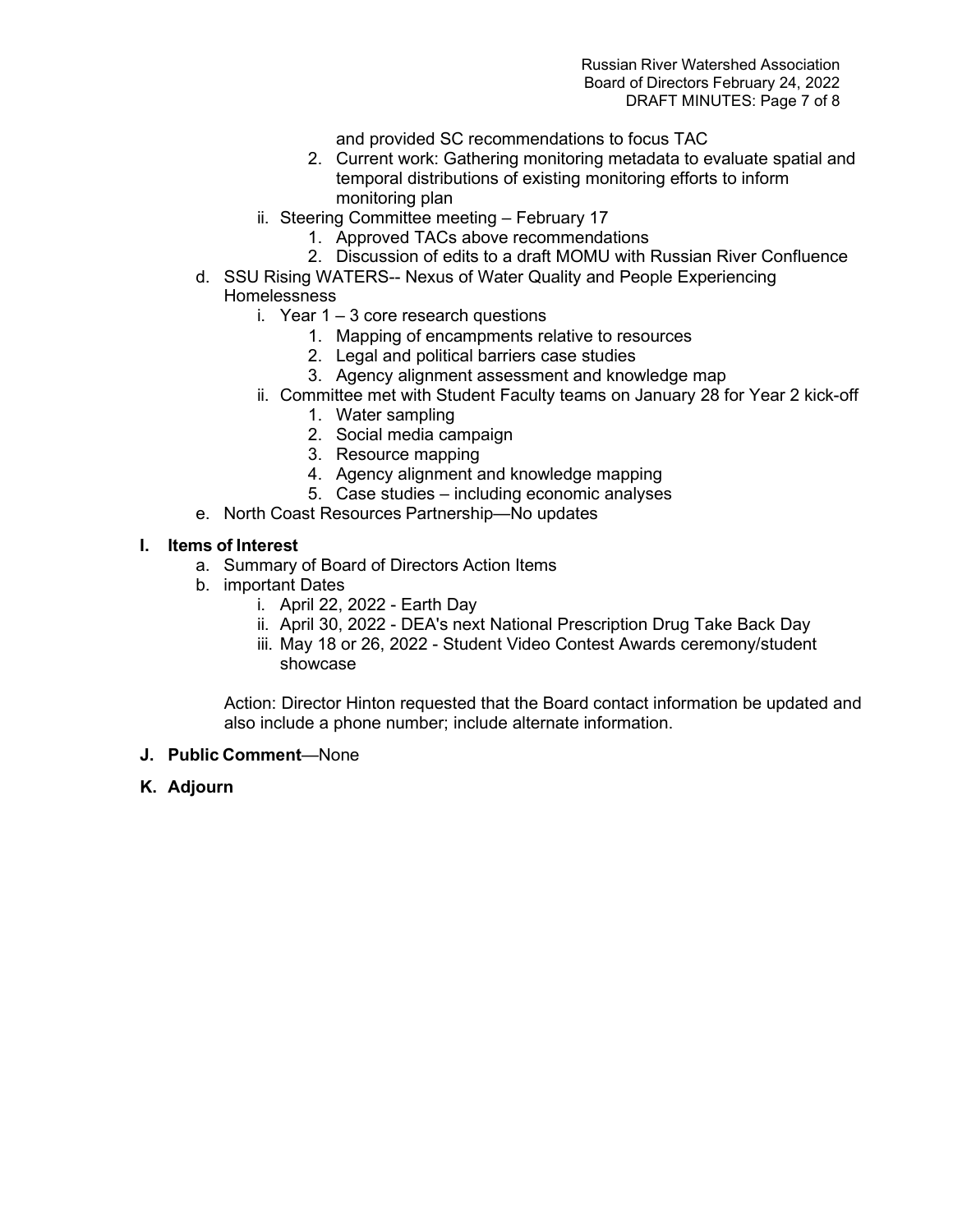and provided SC recommendations to focus TAC

2. Current work: Gathering monitoring metadata to evaluate spatial and temporal distributions of existing monitoring efforts to inform monitoring plan

ii. Steering Committee meeting – February 17

1. Approved TACs above recommendations
2. Discussion of edits to a draft MOMU with Russian River Confluence

d. SSU Rising WATERS-- Nexus of Water Quality and People Experiencing Homelessness

i. Year 1 – 3 core research questions

1. Mapping of encampments relative to resources
2. Legal and political barriers case studies
3. Agency alignment assessment and knowledge map

ii. Committee met with Student Faculty teams on January 28 for Year 2 kick-off

1. Water sampling
2. Social media campaign
3. Resource mapping
4. Agency alignment and knowledge mapping
5. Case studies – including economic analyses

e. North Coast Resources Partnership—No updates

**I. Items of Interest**

a. Summary of Board of Directors Action Items

b. important Dates

i. April 22, 2022 - Earth Day

ii. April 30, 2022 - DEA's next National Prescription Drug Take Back Day

iii. May 18 or 26, 2022 - Student Video Contest Awards ceremony/student showcase

Action: Director Hinton requested that the Board contact information be updated and also include a phone number; include alternate information.

**J. Public Comment**—None

**K. Adjourn**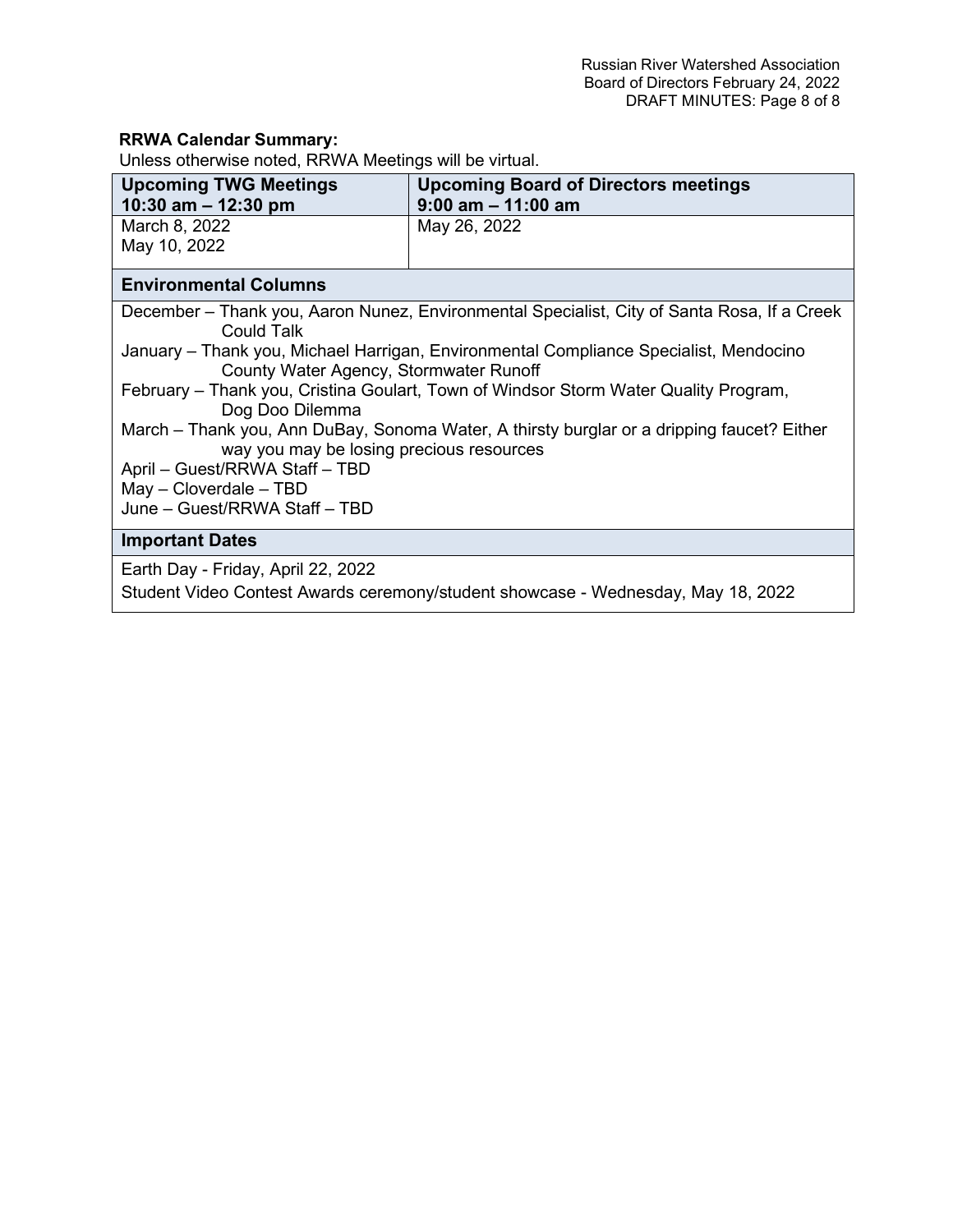**RRWA Calendar Summary:**

Unless otherwise noted, RRWA Meetings will be virtual.

| Upcoming TWG Meetings 10:30 am – 12:30 pm | Upcoming Board of Directors meetings 9:00 am – 11:00 am |
|---|---|
| March 8, 2022<br>May 10, 2022 | May 26, 2022 |

**Environmental Columns**

- December – Thank you, Aaron Nunez, Environmental Specialist, City of Santa Rosa, If a Creek Could Talk
- January – Thank you, Michael Harrigan, Environmental Compliance Specialist, Mendocino County Water Agency, Stormwater Runoff
- February – Thank you, Cristina Goulart, Town of Windsor Storm Water Quality Program, Dog Doo Dilemma
- March – Thank you, Ann DuBay, Sonoma Water, A thirsty burglar or a dripping faucet? Either way you may be losing precious resources
- April – Guest/RRWA Staff – TBD
- May – Cloverdale – TBD
- June – Guest/RRWA Staff – TBD

**Important Dates**

Earth Day - Friday, April 22, 2022

Student Video Contest Awards ceremony/student showcase - Wednesday, May 18, 2022